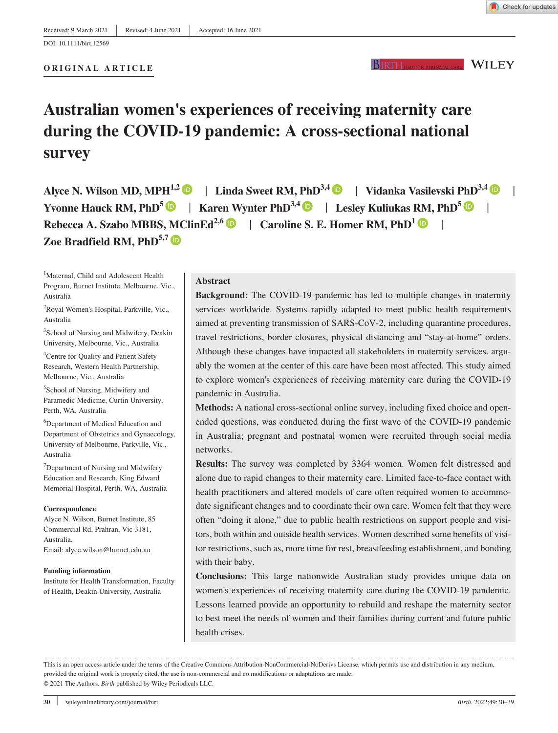Received: 9 March 2021 | Revised: 4 June 2021 | Accepted: 16 June 2021

DOI: 10.1111/birt.12569

**ORIGINAL ARTICLE**

# Australian women's experiences of receiving maternity care during the COVID-19 pandemic: A cross-sectional national survey

**Alyce N. Wilson MD, MPH**[1,2] | **Linda Sweet RM, PhD**[3,4] | **Vidanka Vasilevski PhD**[3,4] | **Yvonne Hauck RM, PhD**[5] | **Karen Wynter PhD**[3,4] | **Lesley Kuliukas RM, PhD**[5] | **Rebecca A. Szabo MBBS, MClinEd**[2,6] | **Caroline S. E. Homer RM, PhD**[1] | **Zoe Bradfield RM, PhD**[5,7]

[1]Maternal, Child and Adolescent Health Program, Burnet Institute, Melbourne, Vic., Australia

[2]Royal Women's Hospital, Parkville, Vic., Australia

[3]School of Nursing and Midwifery, Deakin University, Melbourne, Vic., Australia

[4]Centre for Quality and Patient Safety Research, Western Health Partnership, Melbourne, Vic., Australia

[5]School of Nursing, Midwifery and Paramedic Medicine, Curtin University, Perth, WA, Australia

[6]Department of Medical Education and Department of Obstetrics and Gynaecology, University of Melbourne, Parkville, Vic., Australia

[7]Department of Nursing and Midwifery Education and Research, King Edward Memorial Hospital, Perth, WA, Australia

**Correspondence**

Alyce N. Wilson, Burnet Institute, 85 Commercial Rd, Prahran, Vic 3181, Australia.

Email: alyce.wilson@burnet.edu.au

**Funding information**

Institute for Health Transformation, Faculty of Health, Deakin University, Australia

## Abstract

**Background:** The COVID-19 pandemic has led to multiple changes in maternity services worldwide. Systems rapidly adapted to meet public health requirements aimed at preventing transmission of SARS-CoV-2, including quarantine procedures, travel restrictions, border closures, physical distancing and "stay-at-home" orders. Although these changes have impacted all stakeholders in maternity services, arguably the women at the center of this care have been most affected. This study aimed to explore women's experiences of receiving maternity care during the COVID-19 pandemic in Australia.

**Methods:** A national cross-sectional online survey, including fixed choice and open-ended questions, was conducted during the first wave of the COVID-19 pandemic in Australia; pregnant and postnatal women were recruited through social media networks.

**Results:** The survey was completed by 3364 women. Women felt distressed and alone due to rapid changes to their maternity care. Limited face-to-face contact with health practitioners and altered models of care often required women to accommodate significant changes and to coordinate their own care. Women felt that they were often "doing it alone," due to public health restrictions on support people and visitors, both within and outside health services. Women described some benefits of visitor restrictions, such as, more time for rest, breastfeeding establishment, and bonding with their baby.

**Conclusions:** This large nationwide Australian study provides unique data on women's experiences of receiving maternity care during the COVID-19 pandemic. Lessons learned provide an opportunity to rebuild and reshape the maternity sector to best meet the needs of women and their families during current and future public health crises.

This is an open access article under the terms of the Creative Commons Attribution-NonCommercial-NoDerivs License, which permits use and distribution in any medium, provided the original work is properly cited, the use is non-commercial and no modifications or adaptations are made.

© 2021 The Authors. *Birth* published by Wiley Periodicals LLC.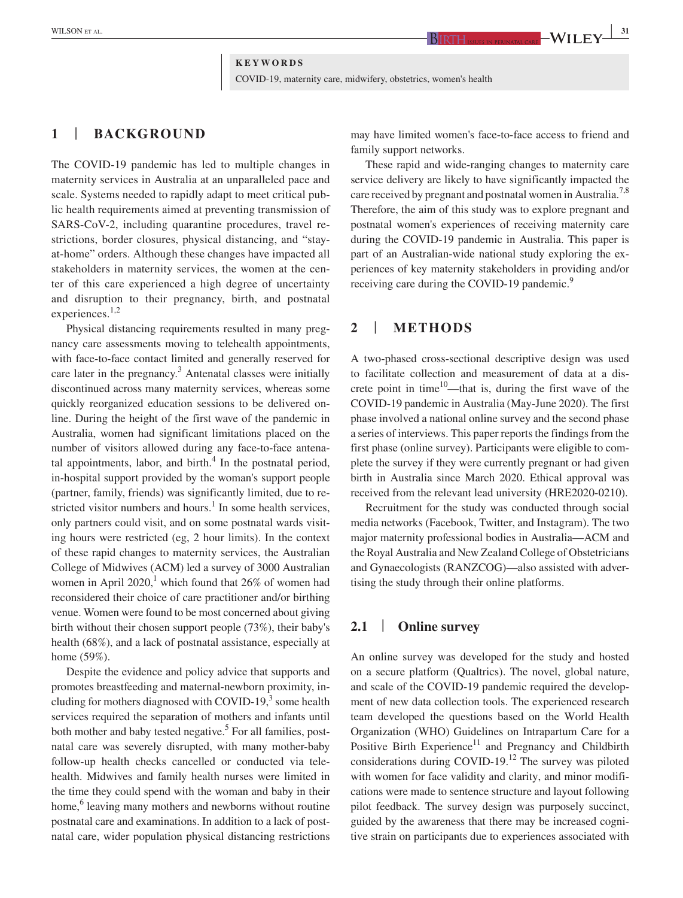**KEYWORDS**

COVID-19, maternity care, midwifery, obstetrics, women's health

## 1 | BACKGROUND

The COVID-19 pandemic has led to multiple changes in maternity services in Australia at an unparalleled pace and scale. Systems needed to rapidly adapt to meet critical public health requirements aimed at preventing transmission of SARS-CoV-2, including quarantine procedures, travel restrictions, border closures, physical distancing, and "stay-at-home" orders. Although these changes have impacted all stakeholders in maternity services, the women at the center of this care experienced a high degree of uncertainty and disruption to their pregnancy, birth, and postnatal experiences.[1,2]

Physical distancing requirements resulted in many pregnancy care assessments moving to telehealth appointments, with face-to-face contact limited and generally reserved for care later in the pregnancy.[3] Antenatal classes were initially discontinued across many maternity services, whereas some quickly reorganized education sessions to be delivered online. During the height of the first wave of the pandemic in Australia, women had significant limitations placed on the number of visitors allowed during any face-to-face antenatal appointments, labor, and birth.[4] In the postnatal period, in-hospital support provided by the woman's support people (partner, family, friends) was significantly limited, due to restricted visitor numbers and hours.[1] In some health services, only partners could visit, and on some postnatal wards visiting hours were restricted (eg, 2 hour limits). In the context of these rapid changes to maternity services, the Australian College of Midwives (ACM) led a survey of 3000 Australian women in April 2020,[1] which found that 26% of women had reconsidered their choice of care practitioner and/or birthing venue. Women were found to be most concerned about giving birth without their chosen support people (73%), their baby's health (68%), and a lack of postnatal assistance, especially at home (59%).

Despite the evidence and policy advice that supports and promotes breastfeeding and maternal-newborn proximity, including for mothers diagnosed with COVID-19,[3] some health services required the separation of mothers and infants until both mother and baby tested negative.[5] For all families, postnatal care was severely disrupted, with many mother-baby follow-up health checks cancelled or conducted via telehealth. Midwives and family health nurses were limited in the time they could spend with the woman and baby in their home,[6] leaving many mothers and newborns without routine postnatal care and examinations. In addition to a lack of postnatal care, wider population physical distancing restrictions may have limited women's face-to-face access to friend and family support networks.

These rapid and wide-ranging changes to maternity care service delivery are likely to have significantly impacted the care received by pregnant and postnatal women in Australia.[7,8] Therefore, the aim of this study was to explore pregnant and postnatal women's experiences of receiving maternity care during the COVID-19 pandemic in Australia. This paper is part of an Australian-wide national study exploring the experiences of key maternity stakeholders in providing and/or receiving care during the COVID-19 pandemic.[9]

## 2 | METHODS

A two-phased cross-sectional descriptive design was used to facilitate collection and measurement of data at a discrete point in time[10]—that is, during the first wave of the COVID-19 pandemic in Australia (May-June 2020). The first phase involved a national online survey and the second phase a series of interviews. This paper reports the findings from the first phase (online survey). Participants were eligible to complete the survey if they were currently pregnant or had given birth in Australia since March 2020. Ethical approval was received from the relevant lead university (HRE2020-0210).

Recruitment for the study was conducted through social media networks (Facebook, Twitter, and Instagram). The two major maternity professional bodies in Australia—ACM and the Royal Australia and New Zealand College of Obstetricians and Gynaecologists (RANZCOG)—also assisted with advertising the study through their online platforms.

### 2.1 | Online survey

An online survey was developed for the study and hosted on a secure platform (Qualtrics). The novel, global nature, and scale of the COVID-19 pandemic required the development of new data collection tools. The experienced research team developed the questions based on the World Health Organization (WHO) Guidelines on Intrapartum Care for a Positive Birth Experience[11] and Pregnancy and Childbirth considerations during COVID-19.[12] The survey was piloted with women for face validity and clarity, and minor modifications were made to sentence structure and layout following pilot feedback. The survey design was purposely succinct, guided by the awareness that there may be increased cognitive strain on participants due to experiences associated with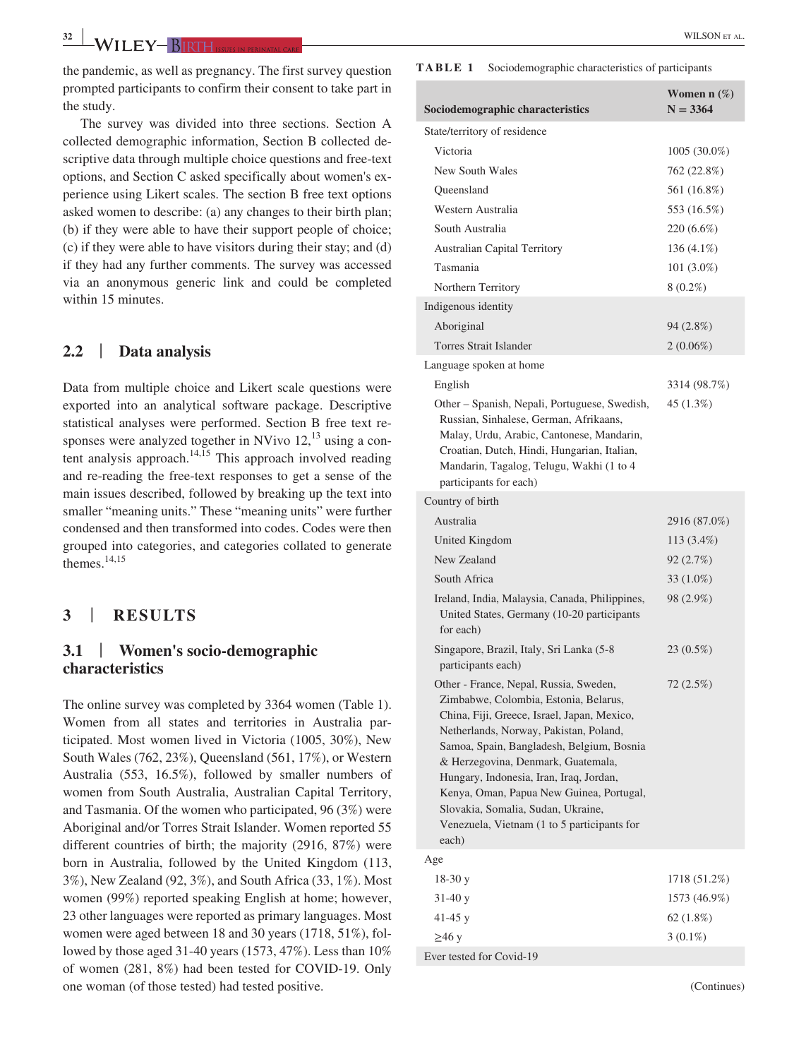the pandemic, as well as pregnancy. The first survey question prompted participants to confirm their consent to take part in the study.

The survey was divided into three sections. Section A collected demographic information, Section B collected descriptive data through multiple choice questions and free-text options, and Section C asked specifically about women's experience using Likert scales. The section B free text options asked women to describe: (a) any changes to their birth plan; (b) if they were able to have their support people of choice; (c) if they were able to have visitors during their stay; and (d) if they had any further comments. The survey was accessed via an anonymous generic link and could be completed within 15 minutes.

## 2.2 | Data analysis

Data from multiple choice and Likert scale questions were exported into an analytical software package. Descriptive statistical analyses were performed. Section B free text responses were analyzed together in NVivo 12,[13] using a content analysis approach.[14,15] This approach involved reading and re-reading the free-text responses to get a sense of the main issues described, followed by breaking up the text into smaller "meaning units." These "meaning units" were further condensed and then transformed into codes. Codes were then grouped into categories, and categories collated to generate themes.[14,15]

# 3 | RESULTS

## 3.1 | Women's socio-demographic characteristics

The online survey was completed by 3364 women (Table 1). Women from all states and territories in Australia participated. Most women lived in Victoria (1005, 30%), New South Wales (762, 23%), Queensland (561, 17%), or Western Australia (553, 16.5%), followed by smaller numbers of women from South Australia, Australian Capital Territory, and Tasmania. Of the women who participated, 96 (3%) were Aboriginal and/or Torres Strait Islander. Women reported 55 different countries of birth; the majority (2916, 87%) were born in Australia, followed by the United Kingdom (113, 3%), New Zealand (92, 3%), and South Africa (33, 1%). Most women (99%) reported speaking English at home; however, 23 other languages were reported as primary languages. Most women were aged between 18 and 30 years (1718, 51%), followed by those aged 31-40 years (1573, 47%). Less than 10% of women (281, 8%) had been tested for COVID-19. Only one woman (of those tested) had tested positive.

**TABLE 1** Sociodemographic characteristics of participants

| Sociodemographic characteristics | Women n (%) N = 3364 |
|---|---|
| State/territory of residence | |
| Victoria | 1005 (30.0%) |
| New South Wales | 762 (22.8%) |
| Queensland | 561 (16.8%) |
| Western Australia | 553 (16.5%) |
| South Australia | 220 (6.6%) |
| Australian Capital Territory | 136 (4.1%) |
| Tasmania | 101 (3.0%) |
| Northern Territory | 8 (0.2%) |
| Indigenous identity | |
| Aboriginal | 94 (2.8%) |
| Torres Strait Islander | 2 (0.06%) |
| Language spoken at home | |
| English | 3314 (98.7%) |
| Other – Spanish, Nepali, Portuguese, Swedish, Russian, Sinhalese, German, Afrikaans, Malay, Urdu, Arabic, Cantonese, Mandarin, Croatian, Dutch, Hindi, Hungarian, Italian, Mandarin, Tagalog, Telugu, Wakhi (1 to 4 participants for each) | 45 (1.3%) |
| Country of birth | |
| Australia | 2916 (87.0%) |
| United Kingdom | 113 (3.4%) |
| New Zealand | 92 (2.7%) |
| South Africa | 33 (1.0%) |
| Ireland, India, Malaysia, Canada, Philippines, United States, Germany (10-20 participants for each) | 98 (2.9%) |
| Singapore, Brazil, Italy, Sri Lanka (5-8 participants each) | 23 (0.5%) |
| Other - France, Nepal, Russia, Sweden, Zimbabwe, Colombia, Estonia, Belarus, China, Fiji, Greece, Israel, Japan, Mexico, Netherlands, Norway, Pakistan, Poland, Samoa, Spain, Bangladesh, Belgium, Bosnia & Herzegovina, Denmark, Guatemala, Hungary, Indonesia, Iran, Iraq, Jordan, Kenya, Oman, Papua New Guinea, Portugal, Slovakia, Somalia, Sudan, Ukraine, Venezuela, Vietnam (1 to 5 participants for each) | 72 (2.5%) |
| Age | |
| 18-30 y | 1718 (51.2%) |
| 31-40 y | 1573 (46.9%) |
| 41-45 y | 62 (1.8%) |
| ≥46 y | 3 (0.1%) |
| Ever tested for Covid-19 | |

(Continues)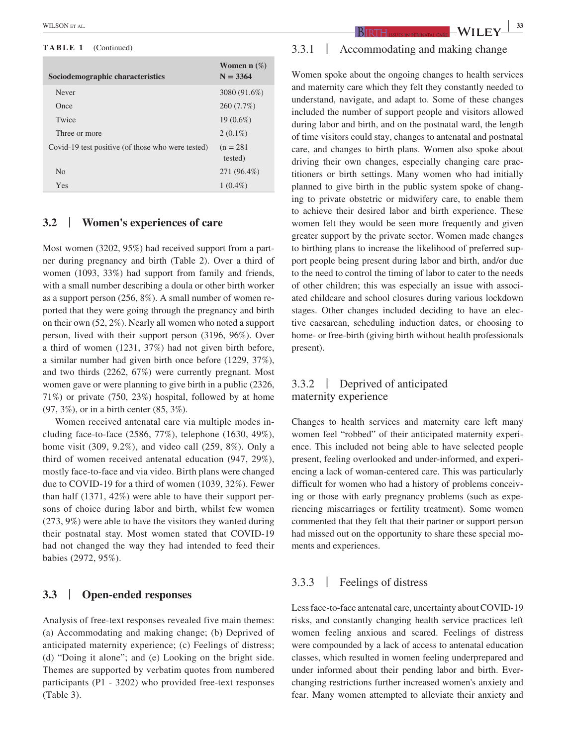**TABLE 1** (Continued)

| Sociodemographic characteristics | Women n (%) N = 3364 |
|---|---|
| Never | 3080 (91.6%) |
| Once | 260 (7.7%) |
| Twice | 19 (0.6%) |
| Three or more | 2 (0.1%) |
| Covid-19 test positive (of those who were tested) | (n = 281 tested) |
| No | 271 (96.4%) |
| Yes | 1 (0.4%) |

## 3.2 | Women's experiences of care

Most women (3202, 95%) had received support from a partner during pregnancy and birth (Table 2). Over a third of women (1093, 33%) had support from family and friends, with a small number describing a doula or other birth worker as a support person (256, 8%). A small number of women reported that they were going through the pregnancy and birth on their own (52, 2%). Nearly all women who noted a support person, lived with their support person (3196, 96%). Over a third of women (1231, 37%) had not given birth before, a similar number had given birth once before (1229, 37%), and two thirds (2262, 67%) were currently pregnant. Most women gave or were planning to give birth in a public (2326, 71%) or private (750, 23%) hospital, followed by at home (97, 3%), or in a birth center (85, 3%).

Women received antenatal care via multiple modes including face-to-face (2586, 77%), telephone (1630, 49%), home visit (309, 9.2%), and video call (259, 8%). Only a third of women received antenatal education (947, 29%), mostly face-to-face and via video. Birth plans were changed due to COVID-19 for a third of women (1039, 32%). Fewer than half (1371, 42%) were able to have their support persons of choice during labor and birth, whilst few women (273, 9%) were able to have the visitors they wanted during their postnatal stay. Most women stated that COVID-19 had not changed the way they had intended to feed their babies (2972, 95%).

## 3.3 | Open-ended responses

Analysis of free-text responses revealed five main themes: (a) Accommodating and making change; (b) Deprived of anticipated maternity experience; (c) Feelings of distress; (d) "Doing it alone"; and (e) Looking on the bright side. Themes are supported by verbatim quotes from numbered participants (P1 - 3202) who provided free-text responses (Table 3).

### 3.3.1 | Accommodating and making change

Women spoke about the ongoing changes to health services and maternity care which they felt they constantly needed to understand, navigate, and adapt to. Some of these changes included the number of support people and visitors allowed during labor and birth, and on the postnatal ward, the length of time visitors could stay, changes to antenatal and postnatal care, and changes to birth plans. Women also spoke about driving their own changes, especially changing care practitioners or birth settings. Many women who had initially planned to give birth in the public system spoke of changing to private obstetric or midwifery care, to enable them to achieve their desired labor and birth experience. These women felt they would be seen more frequently and given greater support by the private sector. Women made changes to birthing plans to increase the likelihood of preferred support people being present during labor and birth, and/or due to the need to control the timing of labor to cater to the needs of other children; this was especially an issue with associated childcare and school closures during various lockdown stages. Other changes included deciding to have an elective caesarean, scheduling induction dates, or choosing to home- or free-birth (giving birth without health professionals present).

### 3.3.2 | Deprived of anticipated maternity experience

Changes to health services and maternity care left many women feel "robbed" of their anticipated maternity experience. This included not being able to have selected people present, feeling overlooked and under-informed, and experiencing a lack of woman-centered care. This was particularly difficult for women who had a history of problems conceiving or those with early pregnancy problems (such as experiencing miscarriages or fertility treatment). Some women commented that they felt that their partner or support person had missed out on the opportunity to share these special moments and experiences.

### 3.3.3 | Feelings of distress

Less face-to-face antenatal care, uncertainty about COVID-19 risks, and constantly changing health service practices left women feeling anxious and scared. Feelings of distress were compounded by a lack of access to antenatal education classes, which resulted in women feeling underprepared and under informed about their pending labor and birth. Ever-changing restrictions further increased women's anxiety and fear. Many women attempted to alleviate their anxiety and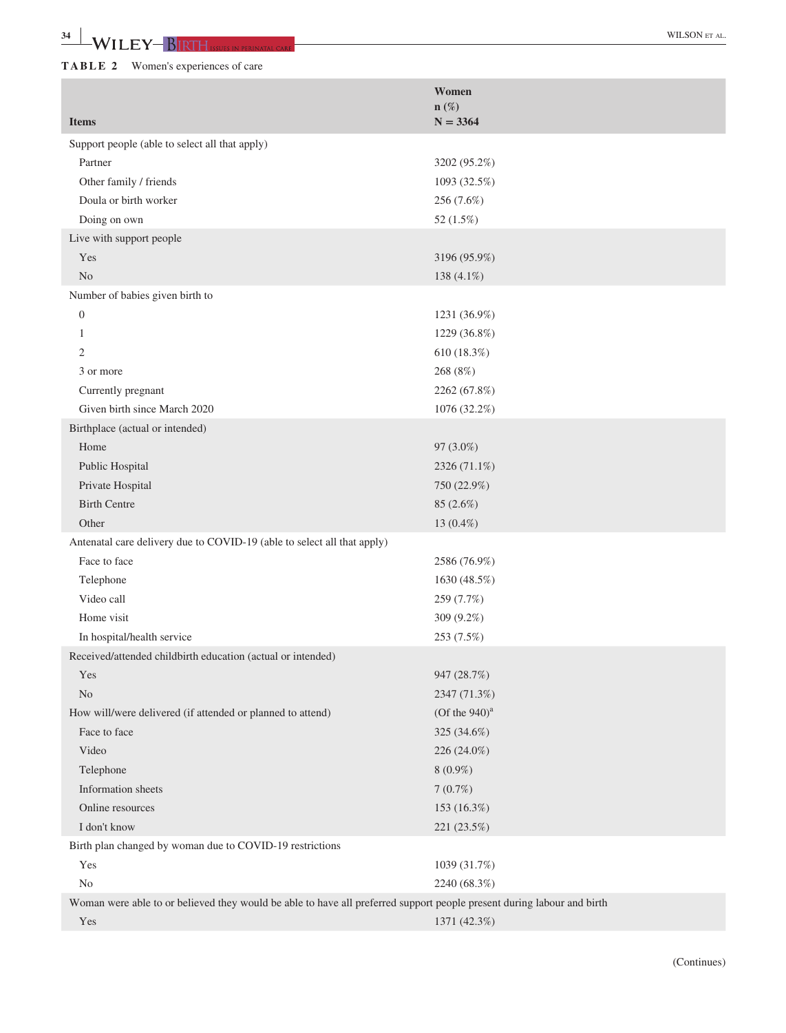**TABLE 2** Women's experiences of care

| Items | Women n (%) N = 3364 |
|---|---|
| Support people (able to select all that apply) | |
| Partner | 3202 (95.2%) |
| Other family / friends | 1093 (32.5%) |
| Doula or birth worker | 256 (7.6%) |
| Doing on own | 52 (1.5%) |
| Live with support people | |
| Yes | 3196 (95.9%) |
| No | 138 (4.1%) |
| Number of babies given birth to | |
| 0 | 1231 (36.9%) |
| 1 | 1229 (36.8%) |
| 2 | 610 (18.3%) |
| 3 or more | 268 (8%) |
| Currently pregnant | 2262 (67.8%) |
| Given birth since March 2020 | 1076 (32.2%) |
| Birthplace (actual or intended) | |
| Home | 97 (3.0%) |
| Public Hospital | 2326 (71.1%) |
| Private Hospital | 750 (22.9%) |
| Birth Centre | 85 (2.6%) |
| Other | 13 (0.4%) |
| Antenatal care delivery due to COVID-19 (able to select all that apply) | |
| Face to face | 2586 (76.9%) |
| Telephone | 1630 (48.5%) |
| Video call | 259 (7.7%) |
| Home visit | 309 (9.2%) |
| In hospital/health service | 253 (7.5%) |
| Received/attended childbirth education (actual or intended) | |
| Yes | 947 (28.7%) |
| No | 2347 (71.3%) |
| How will/were delivered (if attended or planned to attend) | (Of the 940)[a] |
| Face to face | 325 (34.6%) |
| Video | 226 (24.0%) |
| Telephone | 8 (0.9%) |
| Information sheets | 7 (0.7%) |
| Online resources | 153 (16.3%) |
| I don't know | 221 (23.5%) |
| Birth plan changed by woman due to COVID-19 restrictions | |
| Yes | 1039 (31.7%) |
| No | 2240 (68.3%) |
| Woman were able to or believed they would be able to have all preferred support people present during labour and birth | |
| Yes | 1371 (42.3%) |

(Continues)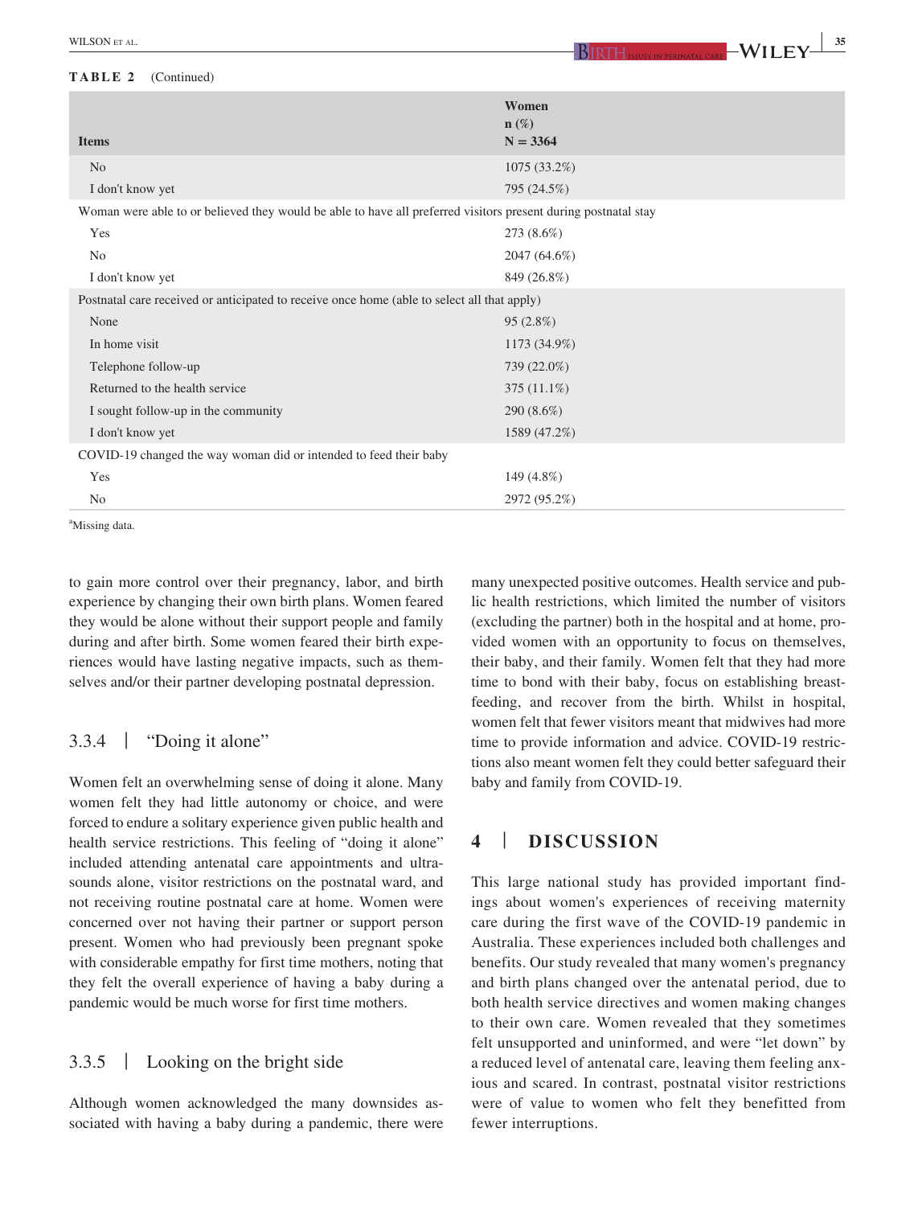**TABLE 2** (Continued)

| Items | Women n (%) N = 3364 |
|---|---|
| No | 1075 (33.2%) |
| I don't know yet | 795 (24.5%) |
| Woman were able to or believed they would be able to have all preferred visitors present during postnatal stay | |
| Yes | 273 (8.6%) |
| No | 2047 (64.6%) |
| I don't know yet | 849 (26.8%) |
| Postnatal care received or anticipated to receive once home (able to select all that apply) | |
| None | 95 (2.8%) |
| In home visit | 1173 (34.9%) |
| Telephone follow-up | 739 (22.0%) |
| Returned to the health service | 375 (11.1%) |
| I sought follow-up in the community | 290 (8.6%) |
| I don't know yet | 1589 (47.2%) |
| COVID-19 changed the way woman did or intended to feed their baby | |
| Yes | 149 (4.8%) |
| No | 2972 (95.2%) |

[a]Missing data.

to gain more control over their pregnancy, labor, and birth experience by changing their own birth plans. Women feared they would be alone without their support people and family during and after birth. Some women feared their birth experiences would have lasting negative impacts, such as themselves and/or their partner developing postnatal depression.

### 3.3.4 | "Doing it alone"

Women felt an overwhelming sense of doing it alone. Many women felt they had little autonomy or choice, and were forced to endure a solitary experience given public health and health service restrictions. This feeling of "doing it alone" included attending antenatal care appointments and ultrasounds alone, visitor restrictions on the postnatal ward, and not receiving routine postnatal care at home. Women were concerned over not having their partner or support person present. Women who had previously been pregnant spoke with considerable empathy for first time mothers, noting that they felt the overall experience of having a baby during a pandemic would be much worse for first time mothers.

### 3.3.5 | Looking on the bright side

Although women acknowledged the many downsides associated with having a baby during a pandemic, there were many unexpected positive outcomes. Health service and public health restrictions, which limited the number of visitors (excluding the partner) both in the hospital and at home, provided women with an opportunity to focus on themselves, their baby, and their family. Women felt that they had more time to bond with their baby, focus on establishing breastfeeding, and recover from the birth. Whilst in hospital, women felt that fewer visitors meant that midwives had more time to provide information and advice. COVID-19 restrictions also meant women felt they could better safeguard their baby and family from COVID-19.

## 4 | DISCUSSION

This large national study has provided important findings about women's experiences of receiving maternity care during the first wave of the COVID-19 pandemic in Australia. These experiences included both challenges and benefits. Our study revealed that many women's pregnancy and birth plans changed over the antenatal period, due to both health service directives and women making changes to their own care. Women revealed that they sometimes felt unsupported and uninformed, and were "let down" by a reduced level of antenatal care, leaving them feeling anxious and scared. In contrast, postnatal visitor restrictions were of value to women who felt they benefitted from fewer interruptions.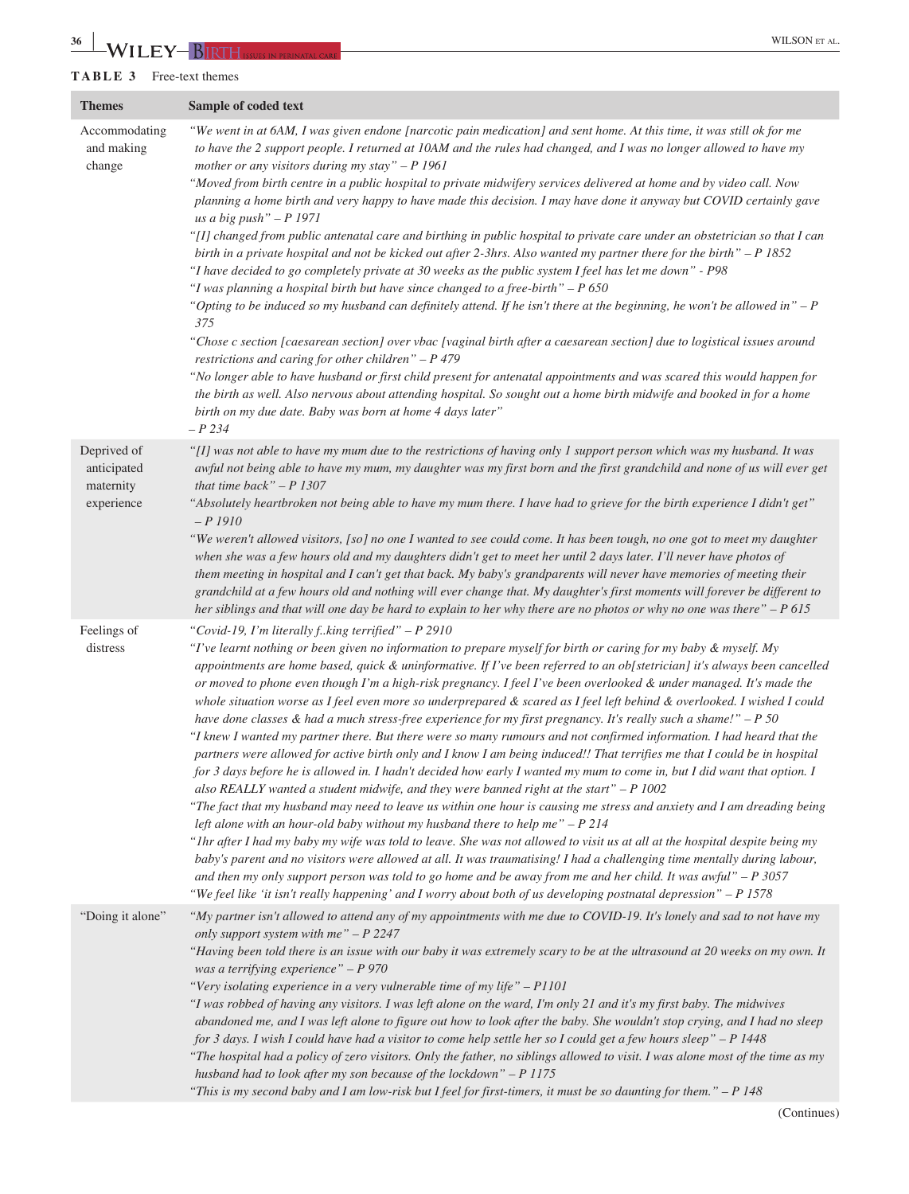**TABLE 3** Free-text themes

| Themes | Sample of coded text |
|---|---|
| Accommodating and making change | *"We went in at 6AM, I was given endone [narcotic pain medication] and sent home. At this time, it was still ok for me to have the 2 support people. I returned at 10AM and the rules had changed, and I was no longer allowed to have my mother or any visitors during my stay" – P 1961*<br>*"Moved from birth centre in a public hospital to private midwifery services delivered at home and by video call. Now planning a home birth and very happy to have made this decision. I may have done it anyway but COVID certainly gave us a big push" – P 1971*<br>*"[I] changed from public antenatal care and birthing in public hospital to private care under an obstetrician so that I can birth in a private hospital and not be kicked out after 2-3hrs. Also wanted my partner there for the birth" – P 1852*<br>*"I have decided to go completely private at 30 weeks as the public system I feel has let me down" - P98*<br>*"I was planning a hospital birth but have since changed to a free-birth" – P 650*<br>*"Opting to be induced so my husband can definitely attend. If he isn't there at the beginning, he won't be allowed in" – P 375*<br>*"Chose c section [caesarean section] over vbac [vaginal birth after a caesarean section] due to logistical issues around restrictions and caring for other children" – P 479*<br>*"No longer able to have husband or first child present for antenatal appointments and was scared this would happen for the birth as well. Also nervous about attending hospital. So sought out a home birth midwife and booked in for a home birth on my due date. Baby was born at home 4 days later" – P 234* |
| Deprived of anticipated maternity experience | *"[I] was not able to have my mum due to the restrictions of having only 1 support person which was my husband. It was awful not being able to have my mum, my daughter was my first born and the first grandchild and none of us will ever get that time back" – P 1307*<br>*"Absolutely heartbroken not being able to have my mum there. I have had to grieve for the birth experience I didn't get" – P 1910*<br>*"We weren't allowed visitors, [so] no one I wanted to see could come. It has been tough, no one got to meet my daughter when she was a few hours old and my daughters didn't get to meet her until 2 days later. I'll never have photos of them meeting in hospital and I can't get that back. My baby's grandparents will never have memories of meeting their grandchild at a few hours old and nothing will ever change that. My daughter's first moments will forever be different to her siblings and that will one day be hard to explain to her why there are no photos or why no one was there" – P 615* |
| Feelings of distress | *"Covid-19, I'm literally f..king terrified" – P 2910*<br>*"I've learnt nothing or been given no information to prepare myself for birth or caring for my baby & myself. My appointments are home based, quick & uninformative. If I've been referred to an ob[stetrician] it's always been cancelled or moved to phone even though I'm a high-risk pregnancy. I feel I've been overlooked & under managed. It's made the whole situation worse as I feel even more so underprepared & scared as I feel left behind & overlooked. I wished I could have done classes & had a much stress-free experience for my first pregnancy. It's really such a shame!" – P 50*<br>*"I knew I wanted my partner there. But there were so many rumours and not confirmed information. I had heard that the partners were allowed for active birth only and I know I am being induced!! That terrifies me that I could be in hospital for 3 days before he is allowed in. I hadn't decided how early I wanted my mum to come in, but I did want that option. I also REALLY wanted a student midwife, and they were banned right at the start" – P 1002*<br>*"The fact that my husband may need to leave us within one hour is causing me stress and anxiety and I am dreading being left alone with an hour-old baby without my husband there to help me" – P 214*<br>*"1hr after I had my baby my wife was told to leave. She was not allowed to visit us at all at the hospital despite being my baby's parent and no visitors were allowed at all. It was traumatising! I had a challenging time mentally during labour, and then my only support person was told to go home and be away from me and her child. It was awful" – P 3057*<br>*"We feel like 'it isn't really happening' and I worry about both of us developing postnatal depression" – P 1578* |
| "Doing it alone" | *"My partner isn't allowed to attend any of my appointments with me due to COVID-19. It's lonely and sad to not have my only support system with me" – P 2247*<br>*"Having been told there is an issue with our baby it was extremely scary to be at the ultrasound at 20 weeks on my own. It was a terrifying experience" – P 970*<br>*"Very isolating experience in a very vulnerable time of my life" – P1101*<br>*"I was robbed of having any visitors. I was left alone on the ward, I'm only 21 and it's my first baby. The midwives abandoned me, and I was left alone to figure out how to look after the baby. She wouldn't stop crying, and I had no sleep for 3 days. I wish I could have had a visitor to come help settle her so I could get a few hours sleep" – P 1448*<br>*"The hospital had a policy of zero visitors. Only the father, no siblings allowed to visit. I was alone most of the time as my husband had to look after my son because of the lockdown" – P 1175*<br>*"This is my second baby and I am low-risk but I feel for first-timers, it must be so daunting for them." – P 148* |

(Continues)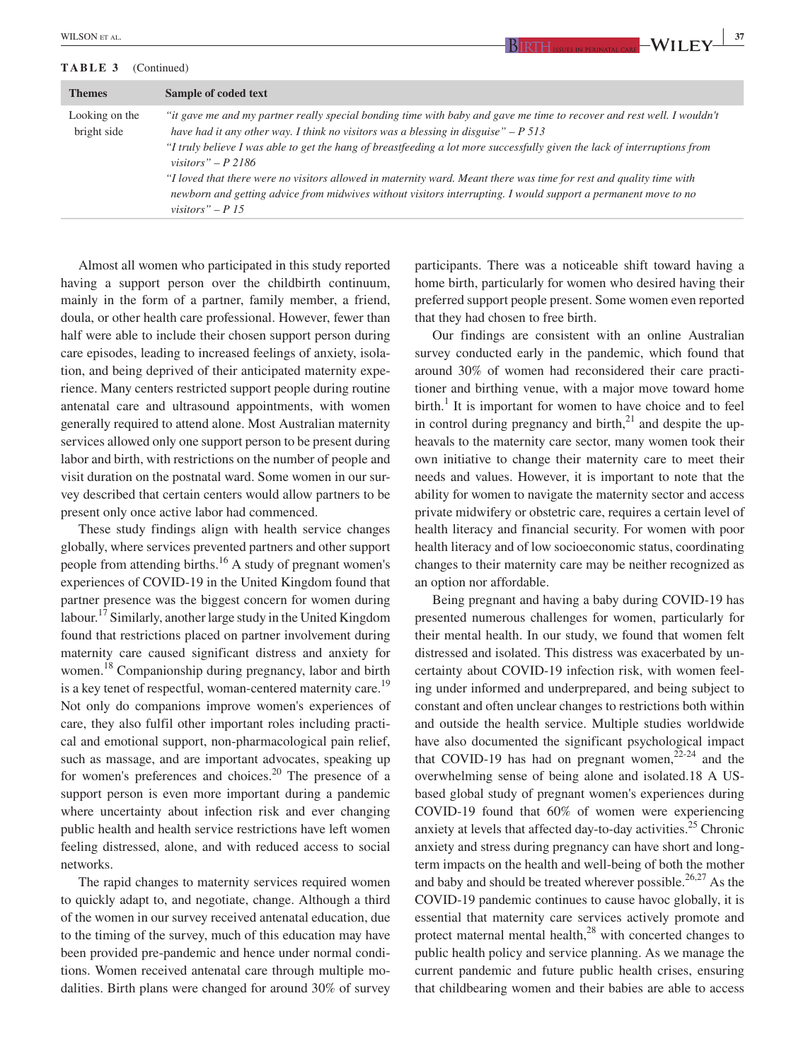**TABLE 3** (Continued)

| Themes | Sample of coded text |
|---|---|
| Looking on the bright side | *"it gave me and my partner really special bonding time with baby and gave me time to recover and rest well. I wouldn't have had it any other way. I think no visitors was a blessing in disguise" – P 513*<br>*"I truly believe I was able to get the hang of breastfeeding a lot more successfully given the lack of interruptions from visitors" – P 2186*<br>*"I loved that there were no visitors allowed in maternity ward. Meant there was time for rest and quality time with newborn and getting advice from midwives without visitors interrupting. I would support a permanent move to no visitors" – P 15* |

Almost all women who participated in this study reported having a support person over the childbirth continuum, mainly in the form of a partner, family member, a friend, doula, or other health care professional. However, fewer than half were able to include their chosen support person during care episodes, leading to increased feelings of anxiety, isolation, and being deprived of their anticipated maternity experience. Many centers restricted support people during routine antenatal care and ultrasound appointments, with women generally required to attend alone. Most Australian maternity services allowed only one support person to be present during labor and birth, with restrictions on the number of people and visit duration on the postnatal ward. Some women in our survey described that certain centers would allow partners to be present only once active labor had commenced.

These study findings align with health service changes globally, where services prevented partners and other support people from attending births.[16] A study of pregnant women's experiences of COVID-19 in the United Kingdom found that partner presence was the biggest concern for women during labour.[17] Similarly, another large study in the United Kingdom found that restrictions placed on partner involvement during maternity care caused significant distress and anxiety for women.[18] Companionship during pregnancy, labor and birth is a key tenet of respectful, woman-centered maternity care.[19] Not only do companions improve women's experiences of care, they also fulfil other important roles including practical and emotional support, non-pharmacological pain relief, such as massage, and are important advocates, speaking up for women's preferences and choices.[20] The presence of a support person is even more important during a pandemic where uncertainty about infection risk and ever changing public health and health service restrictions have left women feeling distressed, alone, and with reduced access to social networks.

The rapid changes to maternity services required women to quickly adapt to, and negotiate, change. Although a third of the women in our survey received antenatal education, due to the timing of the survey, much of this education may have been provided pre-pandemic and hence under normal conditions. Women received antenatal care through multiple modalities. Birth plans were changed for around 30% of survey participants. There was a noticeable shift toward having a home birth, particularly for women who desired having their preferred support people present. Some women even reported that they had chosen to free birth.

Our findings are consistent with an online Australian survey conducted early in the pandemic, which found that around 30% of women had reconsidered their care practitioner and birthing venue, with a major move toward home birth.[1] It is important for women to have choice and to feel in control during pregnancy and birth,[21] and despite the upheavals to the maternity care sector, many women took their own initiative to change their maternity care to meet their needs and values. However, it is important to note that the ability for women to navigate the maternity sector and access private midwifery or obstetric care, requires a certain level of health literacy and financial security. For women with poor health literacy and of low socioeconomic status, coordinating changes to their maternity care may be neither recognized as an option nor affordable.

Being pregnant and having a baby during COVID-19 has presented numerous challenges for women, particularly for their mental health. In our study, we found that women felt distressed and isolated. This distress was exacerbated by uncertainty about COVID-19 infection risk, with women feeling under informed and underprepared, and being subject to constant and often unclear changes to restrictions both within and outside the health service. Multiple studies worldwide have also documented the significant psychological impact that COVID-19 has had on pregnant women,[22-24] and the overwhelming sense of being alone and isolated.18 A US-based global study of pregnant women's experiences during COVID-19 found that 60% of women were experiencing anxiety at levels that affected day-to-day activities.[25] Chronic anxiety and stress during pregnancy can have short and long-term impacts on the health and well-being of both the mother and baby and should be treated wherever possible.[26,27] As the COVID-19 pandemic continues to cause havoc globally, it is essential that maternity care services actively promote and protect maternal mental health,[28] with concerted changes to public health policy and service planning. As we manage the current pandemic and future public health crises, ensuring that childbearing women and their babies are able to access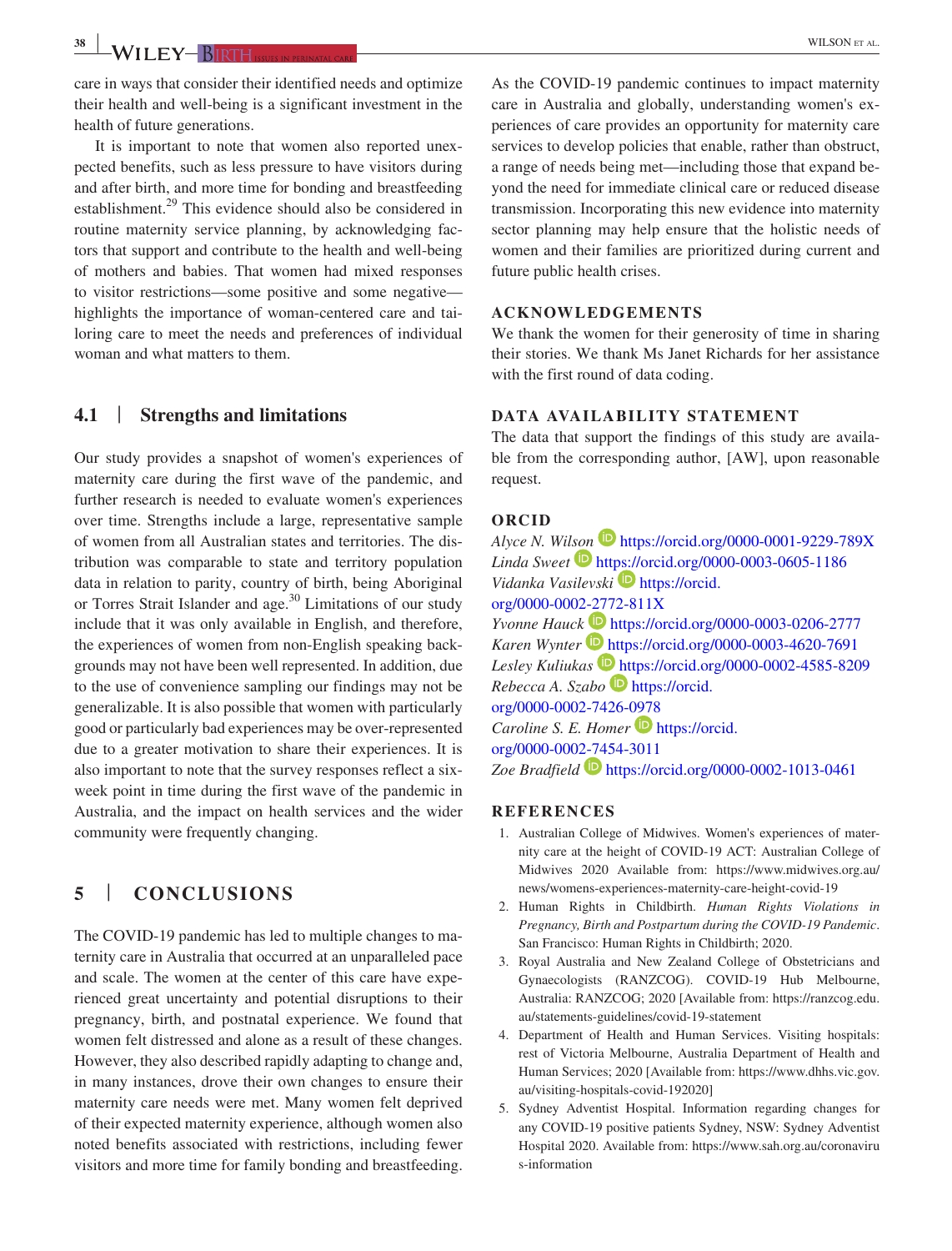care in ways that consider their identified needs and optimize their health and well-being is a significant investment in the health of future generations.

It is important to note that women also reported unexpected benefits, such as less pressure to have visitors during and after birth, and more time for bonding and breastfeeding establishment.[29] This evidence should also be considered in routine maternity service planning, by acknowledging factors that support and contribute to the health and well-being of mothers and babies. That women had mixed responses to visitor restrictions—some positive and some negative—highlights the importance of woman-centered care and tailoring care to meet the needs and preferences of individual woman and what matters to them.

### 4.1 | Strengths and limitations

Our study provides a snapshot of women's experiences of maternity care during the first wave of the pandemic, and further research is needed to evaluate women's experiences over time. Strengths include a large, representative sample of women from all Australian states and territories. The distribution was comparable to state and territory population data in relation to parity, country of birth, being Aboriginal or Torres Strait Islander and age.[30] Limitations of our study include that it was only available in English, and therefore, the experiences of women from non-English speaking backgrounds may not have been well represented. In addition, due to the use of convenience sampling our findings may not be generalizable. It is also possible that women with particularly good or particularly bad experiences may be over-represented due to a greater motivation to share their experiences. It is also important to note that the survey responses reflect a six-week point in time during the first wave of the pandemic in Australia, and the impact on health services and the wider community were frequently changing.

## 5 | CONCLUSIONS

The COVID-19 pandemic has led to multiple changes to maternity care in Australia that occurred at an unparalleled pace and scale. The women at the center of this care have experienced great uncertainty and potential disruptions to their pregnancy, birth, and postnatal experience. We found that women felt distressed and alone as a result of these changes. However, they also described rapidly adapting to change and, in many instances, drove their own changes to ensure their maternity care needs were met. Many women felt deprived of their expected maternity experience, although women also noted benefits associated with restrictions, including fewer visitors and more time for family bonding and breastfeeding. As the COVID-19 pandemic continues to impact maternity care in Australia and globally, understanding women's experiences of care provides an opportunity for maternity care services to develop policies that enable, rather than obstruct, a range of needs being met—including those that expand beyond the need for immediate clinical care or reduced disease transmission. Incorporating this new evidence into maternity sector planning may help ensure that the holistic needs of women and their families are prioritized during current and future public health crises.

## ACKNOWLEDGEMENTS

We thank the women for their generosity of time in sharing their stories. We thank Ms Janet Richards for her assistance with the first round of data coding.

## DATA AVAILABILITY STATEMENT

The data that support the findings of this study are available from the corresponding author, [AW], upon reasonable request.

## ORCID

*Alyce N. Wilson* https://orcid.org/0000-0001-9229-789X
*Linda Sweet* https://orcid.org/0000-0003-0605-1186
*Vidanka Vasilevski* https://orcid.org/0000-0002-2772-811X
*Yvonne Hauck* https://orcid.org/0000-0003-0206-2777
*Karen Wynter* https://orcid.org/0000-0003-4620-7691
*Lesley Kuliukas* https://orcid.org/0000-0002-4585-8209
*Rebecca A. Szabo* https://orcid.org/0000-0002-7426-0978
*Caroline S. E. Homer* https://orcid.org/0000-0002-7454-3011
*Zoe Bradfield* https://orcid.org/0000-0002-1013-0461

## REFERENCES

1. Australian College of Midwives. Women's experiences of maternity care at the height of COVID-19 ACT: Australian College of Midwives 2020 Available from: https://www.midwives.org.au/news/womens-experiences-maternity-care-height-covid-19
2. Human Rights in Childbirth. *Human Rights Violations in Pregnancy, Birth and Postpartum during the COVID-19 Pandemic*. San Francisco: Human Rights in Childbirth; 2020.
3. Royal Australia and New Zealand College of Obstetricians and Gynaecologists (RANZCOG). COVID-19 Hub Melbourne, Australia: RANZCOG; 2020 [Available from: https://ranzcog.edu.au/statements-guidelines/covid-19-statement
4. Department of Health and Human Services. Visiting hospitals: rest of Victoria Melbourne, Australia Department of Health and Human Services; 2020 [Available from: https://www.dhhs.vic.gov.au/visiting-hospitals-covid-192020]
5. Sydney Adventist Hospital. Information regarding changes for any COVID-19 positive patients Sydney, NSW: Sydney Adventist Hospital 2020. Available from: https://www.sah.org.au/coronavirus-information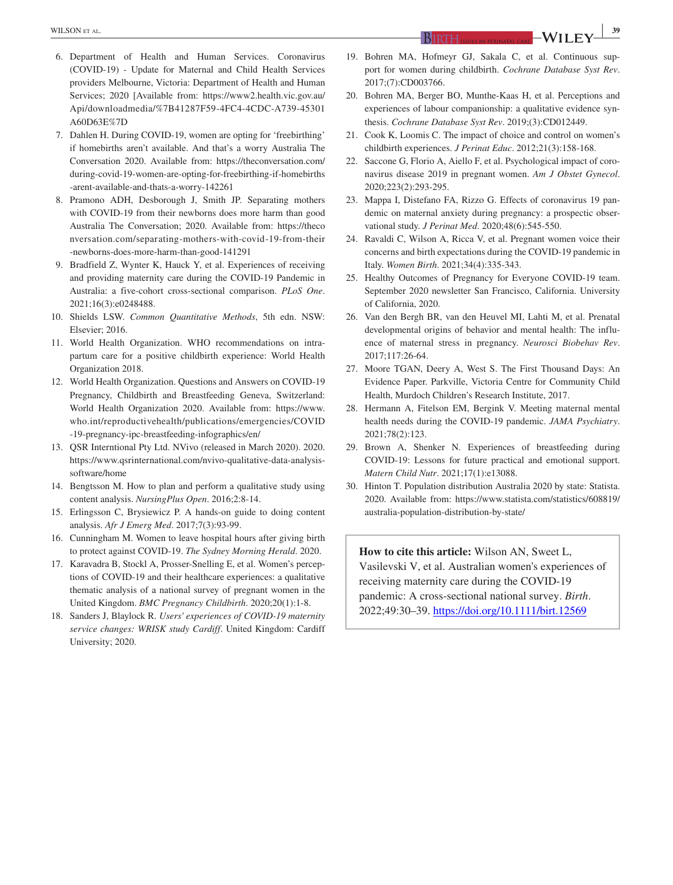6. Department of Health and Human Services. Coronavirus (COVID-19) - Update for Maternal and Child Health Services providers Melbourne, Victoria: Department of Health and Human Services; 2020 [Available from: https://www2.health.vic.gov.au/Api/downloadmedia/%7B41287F59-4FC4-4CDC-A739-45301A60D63E%7D
7. Dahlen H. During COVID-19, women are opting for 'freebirthing' if homebirths aren't available. And that's a worry Australia The Conversation 2020. Available from: https://theconversation.com/during-covid-19-women-are-opting-for-freebirthing-if-homebirths-arent-available-and-thats-a-worry-142261
8. Pramono ADH, Desborough J, Smith JP. Separating mothers with COVID-19 from their newborns does more harm than good Australia The Conversation; 2020. Available from: https://theconversation.com/separating-mothers-with-covid-19-from-their-newborns-does-more-harm-than-good-141291
9. Bradfield Z, Wynter K, Hauck Y, et al. Experiences of receiving and providing maternity care during the COVID-19 Pandemic in Australia: a five-cohort cross-sectional comparison. *PLoS One*. 2021;16(3):e0248488.
10. Shields LSW. *Common Quantitative Methods*, 5th edn. NSW: Elsevier; 2016.
11. World Health Organization. WHO recommendations on intrapartum care for a positive childbirth experience: World Health Organization 2018.
12. World Health Organization. Questions and Answers on COVID-19 Pregnancy, Childbirth and Breastfeeding Geneva, Switzerland: World Health Organization 2020. Available from: https://www.who.int/reproductivehealth/publications/emergencies/COVID-19-pregnancy-ipc-breastfeeding-infographics/en/
13. QSR Interntional Pty Ltd. NVivo (released in March 2020). 2020. https://www.qsrinternational.com/nvivo-qualitative-data-analysis-software/home
14. Bengtsson M. How to plan and perform a qualitative study using content analysis. *NursingPlus Open*. 2016;2:8-14.
15. Erlingsson C, Brysiewicz P. A hands-on guide to doing content analysis. *Afr J Emerg Med*. 2017;7(3):93-99.
16. Cunningham M. Women to leave hospital hours after giving birth to protect against COVID-19. *The Sydney Morning Herald*. 2020.
17. Karavadra B, Stockl A, Prosser-Snelling E, et al. Women's perceptions of COVID-19 and their healthcare experiences: a qualitative thematic analysis of a national survey of pregnant women in the United Kingdom. *BMC Pregnancy Childbirth*. 2020;20(1):1-8.
18. Sanders J, Blaylock R. *Users' experiences of COVID-19 maternity service changes: WRISK study Cardiff*. United Kingdom: Cardiff University; 2020.
19. Bohren MA, Hofmeyr GJ, Sakala C, et al. Continuous support for women during childbirth. *Cochrane Database Syst Rev*. 2017;(7):CD003766.
20. Bohren MA, Berger BO, Munthe-Kaas H, et al. Perceptions and experiences of labour companionship: a qualitative evidence synthesis. *Cochrane Database Syst Rev*. 2019;(3):CD012449.
21. Cook K, Loomis C. The impact of choice and control on women's childbirth experiences. *J Perinat Educ*. 2012;21(3):158-168.
22. Saccone G, Florio A, Aiello F, et al. Psychological impact of coronavirus disease 2019 in pregnant women. *Am J Obstet Gynecol*. 2020;223(2):293-295.
23. Mappa I, Distefano FA, Rizzo G. Effects of coronavirus 19 pandemic on maternal anxiety during pregnancy: a prospectic observational study. *J Perinat Med*. 2020;48(6):545-550.
24. Ravaldi C, Wilson A, Ricca V, et al. Pregnant women voice their concerns and birth expectations during the COVID-19 pandemic in Italy. *Women Birth*. 2021;34(4):335-343.
25. Healthy Outcomes of Pregnancy for Everyone COVID-19 team. September 2020 newsletter San Francisco, California. University of California, 2020.
26. Van den Bergh BR, van den Heuvel MI, Lahti M, et al. Prenatal developmental origins of behavior and mental health: The influence of maternal stress in pregnancy. *Neurosci Biobehav Rev*. 2017;117:26-64.
27. Moore TGAN, Deery A, West S. The First Thousand Days: An Evidence Paper. Parkville, Victoria Centre for Community Child Health, Murdoch Children's Research Institute, 2017.
28. Hermann A, Fitelson EM, Bergink V. Meeting maternal mental health needs during the COVID-19 pandemic. *JAMA Psychiatry*. 2021;78(2):123.
29. Brown A, Shenker N. Experiences of breastfeeding during COVID-19: Lessons for future practical and emotional support. *Matern Child Nutr*. 2021;17(1):e13088.
30. Hinton T. Population distribution Australia 2020 by state: Statista. 2020. Available from: https://www.statista.com/statistics/608819/australia-population-distribution-by-state/

**How to cite this article:** Wilson AN, Sweet L, Vasilevski V, et al. Australian women's experiences of receiving maternity care during the COVID-19 pandemic: A cross-sectional national survey. *Birth*. 2022;49:30–39. https://doi.org/10.1111/birt.12569